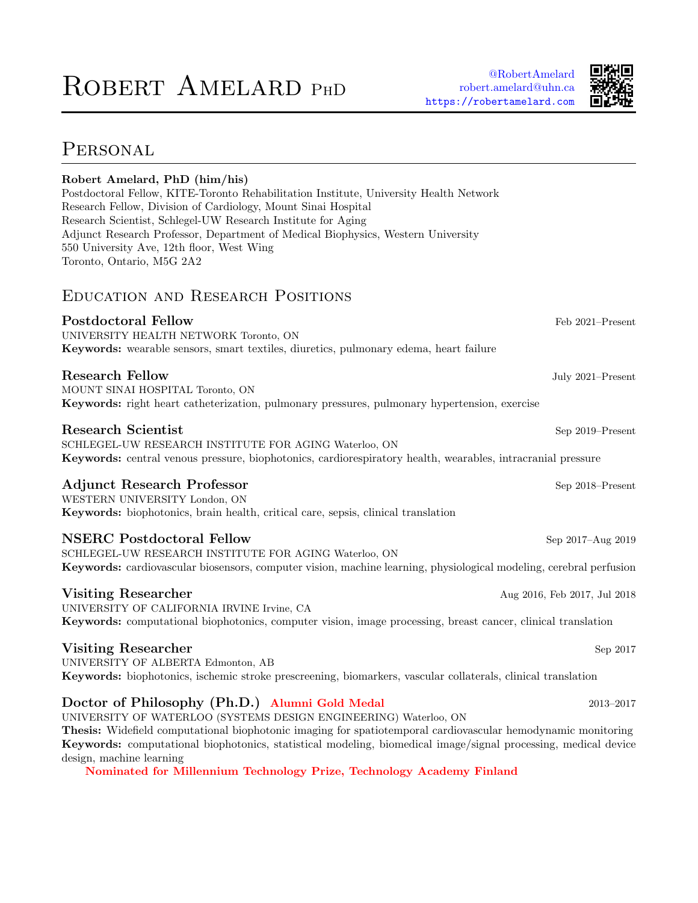# Robert Amelard PhD

@RobertAmelard
robert.amelard@uhn.ca
https://robertamelard.com

## Personal

**Robert Amelard, PhD (him/his)**
Postdoctoral Fellow, KITE-Toronto Rehabilitation Institute, University Health Network
Research Fellow, Division of Cardiology, Mount Sinai Hospital
Research Scientist, Schlegel-UW Research Institute for Aging
Adjunct Research Professor, Department of Medical Biophysics, Western University
550 University Ave, 12th floor, West Wing
Toronto, Ontario, M5G 2A2

## Education and Research Positions

### Postdoctoral Fellow — Feb 2021–Present
UNIVERSITY HEALTH NETWORK Toronto, ON
**Keywords:** wearable sensors, smart textiles, diuretics, pulmonary edema, heart failure

### Research Fellow — July 2021–Present
MOUNT SINAI HOSPITAL Toronto, ON
**Keywords:** right heart catheterization, pulmonary pressures, pulmonary hypertension, exercise

### Research Scientist — Sep 2019–Present
SCHLEGEL-UW RESEARCH INSTITUTE FOR AGING Waterloo, ON
**Keywords:** central venous pressure, biophotonics, cardiorespiratory health, wearables, intracranial pressure

### Adjunct Research Professor — Sep 2018–Present
WESTERN UNIVERSITY London, ON
**Keywords:** biophotonics, brain health, critical care, sepsis, clinical translation

### NSERC Postdoctoral Fellow — Sep 2017–Aug 2019
SCHLEGEL-UW RESEARCH INSTITUTE FOR AGING Waterloo, ON
**Keywords:** cardiovascular biosensors, computer vision, machine learning, physiological modeling, cerebral perfusion

### Visiting Researcher — Aug 2016, Feb 2017, Jul 2018
UNIVERSITY OF CALIFORNIA IRVINE Irvine, CA
**Keywords:** computational biophotonics, computer vision, image processing, breast cancer, clinical translation

### Visiting Researcher — Sep 2017
UNIVERSITY OF ALBERTA Edmonton, AB
**Keywords:** biophotonics, ischemic stroke prescreening, biomarkers, vascular collaterals, clinical translation

### Doctor of Philosophy (Ph.D.) **Alumni Gold Medal** — 2013–2017
UNIVERSITY OF WATERLOO (SYSTEMS DESIGN ENGINEERING) Waterloo, ON
**Thesis:** Widefield computational biophotonic imaging for spatiotemporal cardiovascular hemodynamic monitoring
**Keywords:** computational biophotonics, statistical modeling, biomedical image/signal processing, medical device design, machine learning

**Nominated for Millennium Technology Prize, Technology Academy Finland**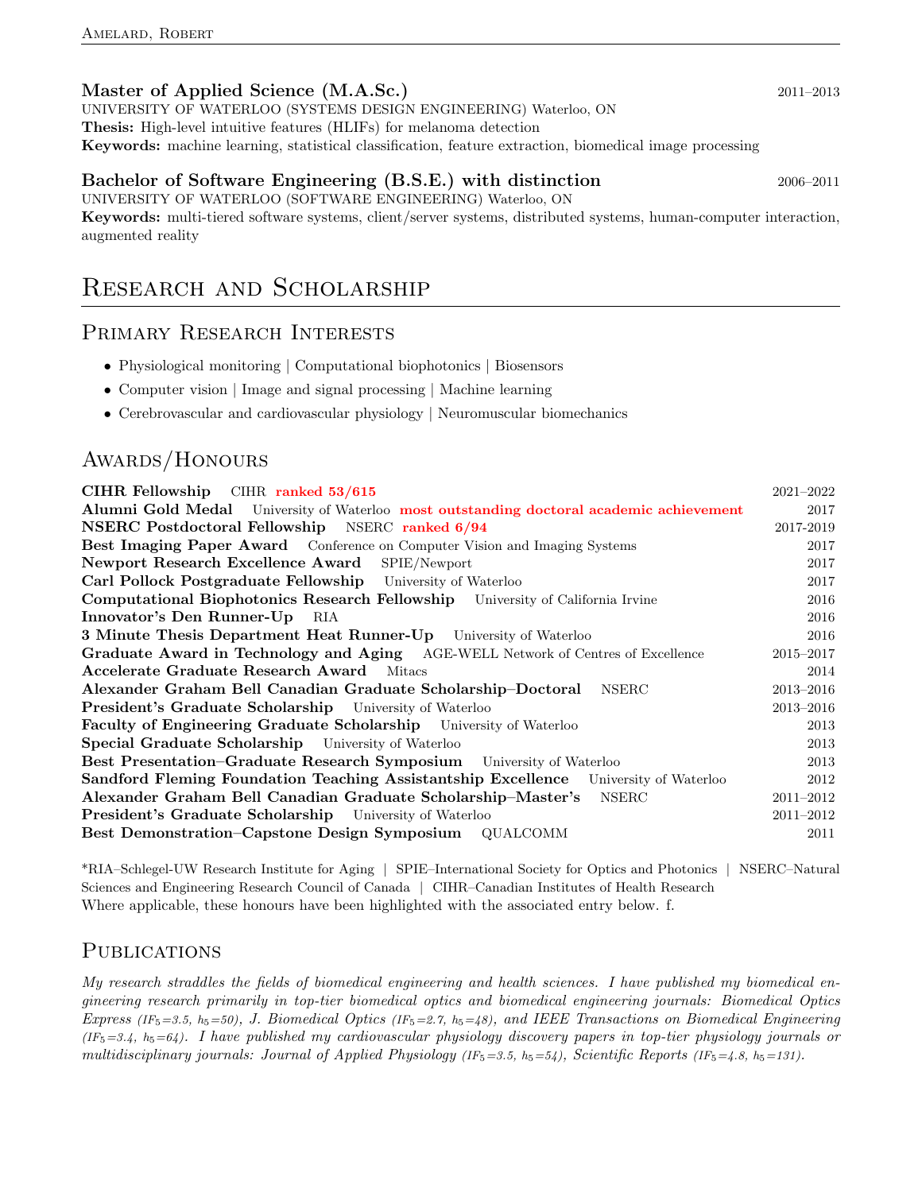### Master of Applied Science (M.A.Sc.) 2011–2013

UNIVERSITY OF WATERLOO (SYSTEMS DESIGN ENGINEERING) Waterloo, ON
**Thesis:** High-level intuitive features (HLIFs) for melanoma detection
**Keywords:** machine learning, statistical classification, feature extraction, biomedical image processing

### Bachelor of Software Engineering (B.S.E.) with distinction 2006–2011

UNIVERSITY OF WATERLOO (SOFTWARE ENGINEERING) Waterloo, ON
**Keywords:** multi-tiered software systems, client/server systems, distributed systems, human-computer interaction, augmented reality

# Research and Scholarship

## Primary Research Interests

- Physiological monitoring | Computational biophotonics | Biosensors
- Computer vision | Image and signal processing | Machine learning
- Cerebrovascular and cardiovascular physiology | Neuromuscular biomechanics

## Awards/Honours

| Award | Organization | Year |
|---|---|---|
| **CIHR Fellowship** | CIHR **ranked 53/615** | 2021–2022 |
| **Alumni Gold Medal** | University of Waterloo **most outstanding doctoral academic achievement** | 2017 |
| **NSERC Postdoctoral Fellowship** | NSERC **ranked 6/94** | 2017-2019 |
| **Best Imaging Paper Award** | Conference on Computer Vision and Imaging Systems | 2017 |
| **Newport Research Excellence Award** | SPIE/Newport | 2017 |
| **Carl Pollock Postgraduate Fellowship** | University of Waterloo | 2017 |
| **Computational Biophotonics Research Fellowship** | University of California Irvine | 2016 |
| **Innovator's Den Runner-Up** | RIA | 2016 |
| **3 Minute Thesis Department Heat Runner-Up** | University of Waterloo | 2016 |
| **Graduate Award in Technology and Aging** | AGE-WELL Network of Centres of Excellence | 2015–2017 |
| **Accelerate Graduate Research Award** | Mitacs | 2014 |
| **Alexander Graham Bell Canadian Graduate Scholarship–Doctoral** | NSERC | 2013–2016 |
| **President's Graduate Scholarship** | University of Waterloo | 2013–2016 |
| **Faculty of Engineering Graduate Scholarship** | University of Waterloo | 2013 |
| **Special Graduate Scholarship** | University of Waterloo | 2013 |
| **Best Presentation–Graduate Research Symposium** | University of Waterloo | 2013 |
| **Sandford Fleming Foundation Teaching Assistantship Excellence** | University of Waterloo | 2012 |
| **Alexander Graham Bell Canadian Graduate Scholarship–Master's** | NSERC | 2011–2012 |
| **President's Graduate Scholarship** | University of Waterloo | 2011–2012 |
| **Best Demonstration–Capstone Design Symposium** | QUALCOMM | 2011 |

*RIA–Schlegel-UW Research Institute for Aging | SPIE–International Society for Optics and Photonics | NSERC–Natural Sciences and Engineering Research Council of Canada | CIHR–Canadian Institutes of Health Research
Where applicable, these honours have been highlighted with the associated entry below. f.

## Publications

*My research straddles the fields of biomedical engineering and health sciences. I have published my biomedical engineering research primarily in top-tier biomedical optics and biomedical engineering journals: Biomedical Optics Express ($IF_5$=3.5, $h_5$=50), J. Biomedical Optics ($IF_5$=2.7, $h_5$=48), and IEEE Transactions on Biomedical Engineering ($IF_5$=3.4, $h_5$=64). I have published my cardiovascular physiology discovery papers in top-tier physiology journals or multidisciplinary journals: Journal of Applied Physiology ($IF_5$=3.5, $h_5$=54), Scientific Reports ($IF_5$=4.8, $h_5$=131).*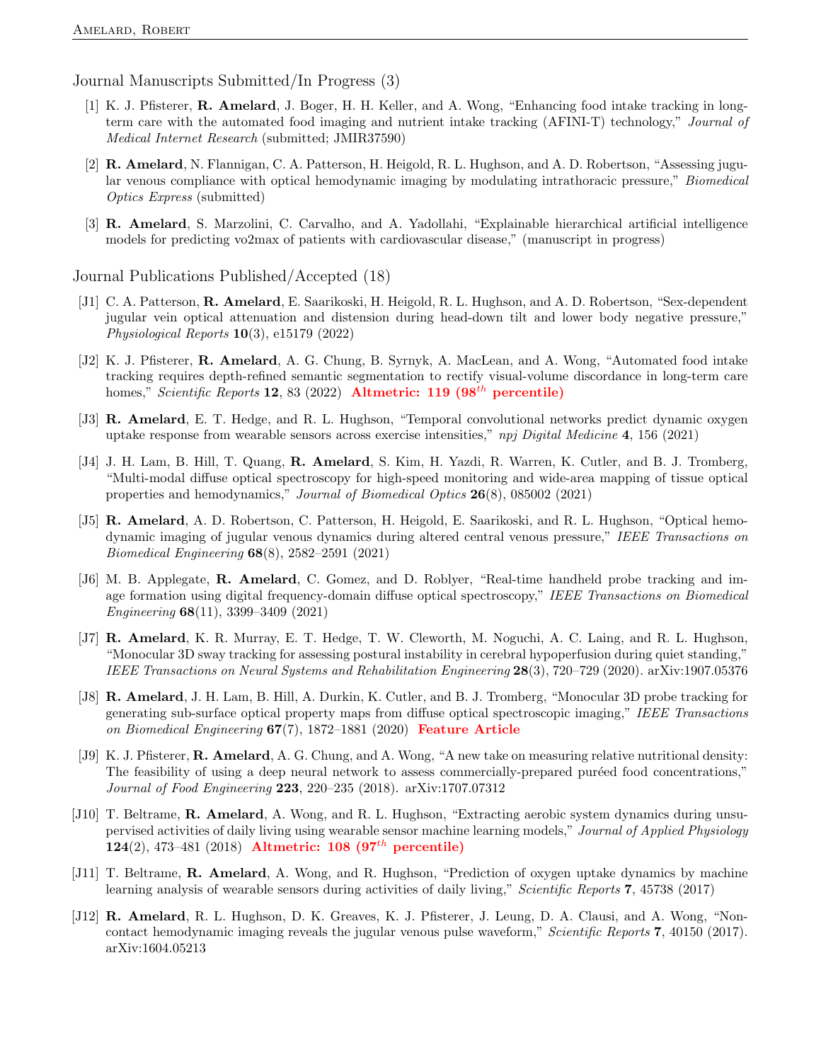Journal Manuscripts Submitted/In Progress (3)

[1] K. J. Pfisterer, **R. Amelard**, J. Boger, H. H. Keller, and A. Wong, "Enhancing food intake tracking in long-term care with the automated food imaging and nutrient intake tracking (AFINI-T) technology," *Journal of Medical Internet Research* (submitted; JMIR37590)

[2] **R. Amelard**, N. Flannigan, C. A. Patterson, H. Heigold, R. L. Hughson, and A. D. Robertson, "Assessing jugular venous compliance with optical hemodynamic imaging by modulating intrathoracic pressure," *Biomedical Optics Express* (submitted)

[3] **R. Amelard**, S. Marzolini, C. Carvalho, and A. Yadollahi, "Explainable hierarchical artificial intelligence models for predicting vo2max of patients with cardiovascular disease," (manuscript in progress)

Journal Publications Published/Accepted (18)

[J1] C. A. Patterson, **R. Amelard**, E. Saarikoski, H. Heigold, R. L. Hughson, and A. D. Robertson, "Sex-dependent jugular vein optical attenuation and distension during head-down tilt and lower body negative pressure," *Physiological Reports* **10**(3), e15179 (2022)

[J2] K. J. Pfisterer, **R. Amelard**, A. G. Chung, B. Syrnyk, A. MacLean, and A. Wong, "Automated food intake tracking requires depth-refined semantic segmentation to rectify visual-volume discordance in long-term care homes," *Scientific Reports* **12**, 83 (2022) **Altmetric: 119 (98$^{th}$ percentile)**

[J3] **R. Amelard**, E. T. Hedge, and R. L. Hughson, "Temporal convolutional networks predict dynamic oxygen uptake response from wearable sensors across exercise intensities," *npj Digital Medicine* **4**, 156 (2021)

[J4] J. H. Lam, B. Hill, T. Quang, **R. Amelard**, S. Kim, H. Yazdi, R. Warren, K. Cutler, and B. J. Tromberg, "Multi-modal diffuse optical spectroscopy for high-speed monitoring and wide-area mapping of tissue optical properties and hemodynamics," *Journal of Biomedical Optics* **26**(8), 085002 (2021)

[J5] **R. Amelard**, A. D. Robertson, C. Patterson, H. Heigold, E. Saarikoski, and R. L. Hughson, "Optical hemodynamic imaging of jugular venous dynamics during altered central venous pressure," *IEEE Transactions on Biomedical Engineering* **68**(8), 2582–2591 (2021)

[J6] M. B. Applegate, **R. Amelard**, C. Gomez, and D. Roblyer, "Real-time handheld probe tracking and image formation using digital frequency-domain diffuse optical spectroscopy," *IEEE Transactions on Biomedical Engineering* **68**(11), 3399–3409 (2021)

[J7] **R. Amelard**, K. R. Murray, E. T. Hedge, T. W. Cleworth, M. Noguchi, A. C. Laing, and R. L. Hughson, "Monocular 3D sway tracking for assessing postural instability in cerebral hypoperfusion during quiet standing," *IEEE Transactions on Neural Systems and Rehabilitation Engineering* **28**(3), 720–729 (2020). arXiv:1907.05376

[J8] **R. Amelard**, J. H. Lam, B. Hill, A. Durkin, K. Cutler, and B. J. Tromberg, "Monocular 3D probe tracking for generating sub-surface optical property maps from diffuse optical spectroscopic imaging," *IEEE Transactions on Biomedical Engineering* **67**(7), 1872–1881 (2020) **Feature Article**

[J9] K. J. Pfisterer, **R. Amelard**, A. G. Chung, and A. Wong, "A new take on measuring relative nutritional density: The feasibility of using a deep neural network to assess commercially-prepared puréed food concentrations," *Journal of Food Engineering* **223**, 220–235 (2018). arXiv:1707.07312

[J10] T. Beltrame, **R. Amelard**, A. Wong, and R. L. Hughson, "Extracting aerobic system dynamics during unsupervised activities of daily living using wearable sensor machine learning models," *Journal of Applied Physiology* **124**(2), 473–481 (2018) **Altmetric: 108 (97$^{th}$ percentile)**

[J11] T. Beltrame, **R. Amelard**, A. Wong, and R. Hughson, "Prediction of oxygen uptake dynamics by machine learning analysis of wearable sensors during activities of daily living," *Scientific Reports* **7**, 45738 (2017)

[J12] **R. Amelard**, R. L. Hughson, D. K. Greaves, K. J. Pfisterer, J. Leung, D. A. Clausi, and A. Wong, "Non-contact hemodynamic imaging reveals the jugular venous pulse waveform," *Scientific Reports* **7**, 40150 (2017). arXiv:1604.05213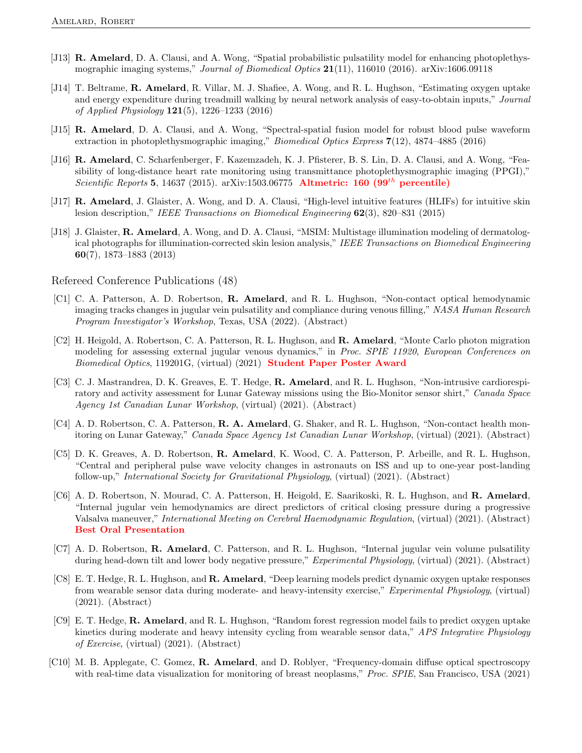[J13] **R. Amelard**, D. A. Clausi, and A. Wong, "Spatial probabilistic pulsatility model for enhancing photoplethysmographic imaging systems," *Journal of Biomedical Optics* **21**(11), 116010 (2016). arXiv:1606.09118

[J14] T. Beltrame, **R. Amelard**, R. Villar, M. J. Shafiee, A. Wong, and R. L. Hughson, "Estimating oxygen uptake and energy expenditure during treadmill walking by neural network analysis of easy-to-obtain inputs," *Journal of Applied Physiology* **121**(5), 1226–1233 (2016)

[J15] **R. Amelard**, D. A. Clausi, and A. Wong, "Spectral-spatial fusion model for robust blood pulse waveform extraction in photoplethysmographic imaging," *Biomedical Optics Express* **7**(12), 4874–4885 (2016)

[J16] **R. Amelard**, C. Scharfenberger, F. Kazemzadeh, K. J. Pfisterer, B. S. Lin, D. A. Clausi, and A. Wong, "Feasibility of long-distance heart rate monitoring using transmittance photoplethysmographic imaging (PPGI)," *Scientific Reports* **5**, 14637 (2015). arXiv:1503.06775 **Altmetric: 160 ($99^{th}$ percentile)**

[J17] **R. Amelard**, J. Glaister, A. Wong, and D. A. Clausi, "High-level intuitive features (HLIFs) for intuitive skin lesion description," *IEEE Transactions on Biomedical Engineering* **62**(3), 820–831 (2015)

[J18] J. Glaister, **R. Amelard**, A. Wong, and D. A. Clausi, "MSIM: Multistage illumination modeling of dermatological photographs for illumination-corrected skin lesion analysis," *IEEE Transactions on Biomedical Engineering* **60**(7), 1873–1883 (2013)

## Refereed Conference Publications (48)

[C1] C. A. Patterson, A. D. Robertson, **R. Amelard**, and R. L. Hughson, "Non-contact optical hemodynamic imaging tracks changes in jugular vein pulsatility and compliance during venous filling," *NASA Human Research Program Investigator's Workshop*, Texas, USA (2022). (Abstract)

[C2] H. Heigold, A. Robertson, C. A. Patterson, R. L. Hughson, and **R. Amelard**, "Monte Carlo photon migration modeling for assessing external jugular venous dynamics," in *Proc. SPIE 11920*, *European Conferences on Biomedical Optics*, 119201G, (virtual) (2021) **Student Paper Poster Award**

[C3] C. J. Mastrandrea, D. K. Greaves, E. T. Hedge, **R. Amelard**, and R. L. Hughson, "Non-intrusive cardiorespiratory and activity assessment for Lunar Gateway missions using the Bio-Monitor sensor shirt," *Canada Space Agency 1st Canadian Lunar Workshop*, (virtual) (2021). (Abstract)

[C4] A. D. Robertson, C. A. Patterson, **R. A. Amelard**, G. Shaker, and R. L. Hughson, "Non-contact health monitoring on Lunar Gateway," *Canada Space Agency 1st Canadian Lunar Workshop*, (virtual) (2021). (Abstract)

[C5] D. K. Greaves, A. D. Robertson, **R. Amelard**, K. Wood, C. A. Patterson, P. Arbeille, and R. L. Hughson, "Central and peripheral pulse wave velocity changes in astronauts on ISS and up to one-year post-landing follow-up," *International Society for Gravitational Physiology*, (virtual) (2021). (Abstract)

[C6] A. D. Robertson, N. Mourad, C. A. Patterson, H. Heigold, E. Saarikoski, R. L. Hughson, and **R. Amelard**, "Internal jugular vein hemodynamics are direct predictors of critical closing pressure during a progressive Valsalva maneuver," *International Meeting on Cerebral Haemodynamic Regulation*, (virtual) (2021). (Abstract) **Best Oral Presentation**

[C7] A. D. Robertson, **R. Amelard**, C. Patterson, and R. L. Hughson, "Internal jugular vein volume pulsatility during head-down tilt and lower body negative pressure," *Experimental Physiology*, (virtual) (2021). (Abstract)

[C8] E. T. Hedge, R. L. Hughson, and **R. Amelard**, "Deep learning models predict dynamic oxygen uptake responses from wearable sensor data during moderate- and heavy-intensity exercise," *Experimental Physiology*, (virtual) (2021). (Abstract)

[C9] E. T. Hedge, **R. Amelard**, and R. L. Hughson, "Random forest regression model fails to predict oxygen uptake kinetics during moderate and heavy intensity cycling from wearable sensor data," *APS Integrative Physiology of Exercise*, (virtual) (2021). (Abstract)

[C10] M. B. Applegate, C. Gomez, **R. Amelard**, and D. Roblyer, "Frequency-domain diffuse optical spectroscopy with real-time data visualization for monitoring of breast neoplasms," *Proc. SPIE*, San Francisco, USA (2021)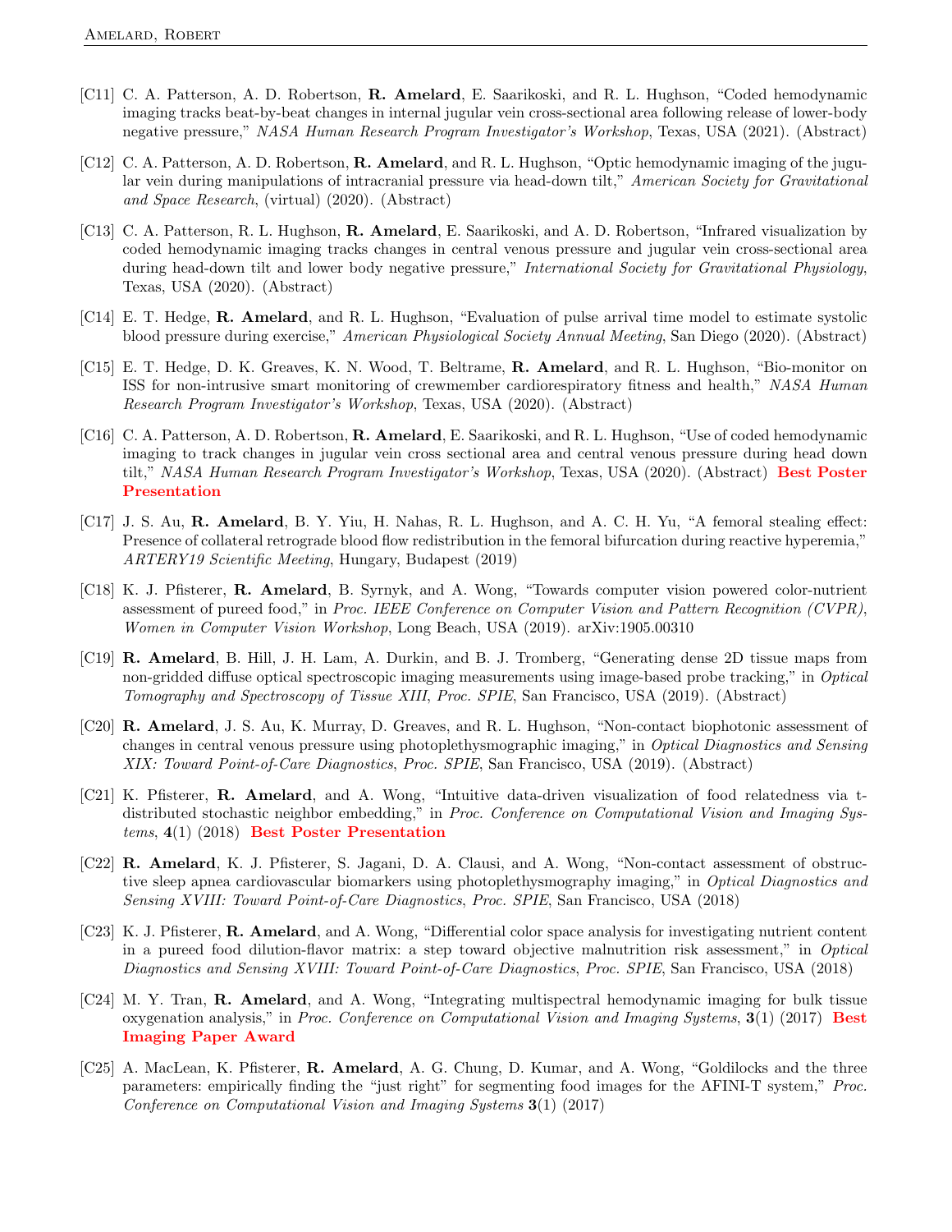[C11] C. A. Patterson, A. D. Robertson, **R. Amelard**, E. Saarikoski, and R. L. Hughson, "Coded hemodynamic imaging tracks beat-by-beat changes in internal jugular vein cross-sectional area following release of lower-body negative pressure," *NASA Human Research Program Investigator's Workshop*, Texas, USA (2021). (Abstract)

[C12] C. A. Patterson, A. D. Robertson, **R. Amelard**, and R. L. Hughson, "Optic hemodynamic imaging of the jugular vein during manipulations of intracranial pressure via head-down tilt," *American Society for Gravitational and Space Research*, (virtual) (2020). (Abstract)

[C13] C. A. Patterson, R. L. Hughson, **R. Amelard**, E. Saarikoski, and A. D. Robertson, "Infrared visualization by coded hemodynamic imaging tracks changes in central venous pressure and jugular vein cross-sectional area during head-down tilt and lower body negative pressure," *International Society for Gravitational Physiology*, Texas, USA (2020). (Abstract)

[C14] E. T. Hedge, **R. Amelard**, and R. L. Hughson, "Evaluation of pulse arrival time model to estimate systolic blood pressure during exercise," *American Physiological Society Annual Meeting*, San Diego (2020). (Abstract)

[C15] E. T. Hedge, D. K. Greaves, K. N. Wood, T. Beltrame, **R. Amelard**, and R. L. Hughson, "Bio-monitor on ISS for non-intrusive smart monitoring of crewmember cardiorespiratory fitness and health," *NASA Human Research Program Investigator's Workshop*, Texas, USA (2020). (Abstract)

[C16] C. A. Patterson, A. D. Robertson, **R. Amelard**, E. Saarikoski, and R. L. Hughson, "Use of coded hemodynamic imaging to track changes in jugular vein cross sectional area and central venous pressure during head down tilt," *NASA Human Research Program Investigator's Workshop*, Texas, USA (2020). (Abstract) **Best Poster Presentation**

[C17] J. S. Au, **R. Amelard**, B. Y. Yiu, H. Nahas, R. L. Hughson, and A. C. H. Yu, "A femoral stealing effect: Presence of collateral retrograde blood flow redistribution in the femoral bifurcation during reactive hyperemia," *ARTERY19 Scientific Meeting*, Hungary, Budapest (2019)

[C18] K. J. Pfisterer, **R. Amelard**, B. Syrnyk, and A. Wong, "Towards computer vision powered color-nutrient assessment of pureed food," in *Proc. IEEE Conference on Computer Vision and Pattern Recognition (CVPR), Women in Computer Vision Workshop*, Long Beach, USA (2019). arXiv:1905.00310

[C19] **R. Amelard**, B. Hill, J. H. Lam, A. Durkin, and B. J. Tromberg, "Generating dense 2D tissue maps from non-gridded diffuse optical spectroscopic imaging measurements using image-based probe tracking," in *Optical Tomography and Spectroscopy of Tissue XIII, Proc. SPIE*, San Francisco, USA (2019). (Abstract)

[C20] **R. Amelard**, J. S. Au, K. Murray, D. Greaves, and R. L. Hughson, "Non-contact biophotonic assessment of changes in central venous pressure using photoplethysmographic imaging," in *Optical Diagnostics and Sensing XIX: Toward Point-of-Care Diagnostics, Proc. SPIE*, San Francisco, USA (2019). (Abstract)

[C21] K. Pfisterer, **R. Amelard**, and A. Wong, "Intuitive data-driven visualization of food relatedness via t-distributed stochastic neighbor embedding," in *Proc. Conference on Computational Vision and Imaging Systems*, **4**(1) (2018) **Best Poster Presentation**

[C22] **R. Amelard**, K. J. Pfisterer, S. Jagani, D. A. Clausi, and A. Wong, "Non-contact assessment of obstructive sleep apnea cardiovascular biomarkers using photoplethysmography imaging," in *Optical Diagnostics and Sensing XVIII: Toward Point-of-Care Diagnostics, Proc. SPIE*, San Francisco, USA (2018)

[C23] K. J. Pfisterer, **R. Amelard**, and A. Wong, "Differential color space analysis for investigating nutrient content in a pureed food dilution-flavor matrix: a step toward objective malnutrition risk assessment," in *Optical Diagnostics and Sensing XVIII: Toward Point-of-Care Diagnostics, Proc. SPIE*, San Francisco, USA (2018)

[C24] M. Y. Tran, **R. Amelard**, and A. Wong, "Integrating multispectral hemodynamic imaging for bulk tissue oxygenation analysis," in *Proc. Conference on Computational Vision and Imaging Systems*, **3**(1) (2017) **Best Imaging Paper Award**

[C25] A. MacLean, K. Pfisterer, **R. Amelard**, A. G. Chung, D. Kumar, and A. Wong, "Goldilocks and the three parameters: empirically finding the "just right" for segmenting food images for the AFINI-T system," *Proc. Conference on Computational Vision and Imaging Systems* **3**(1) (2017)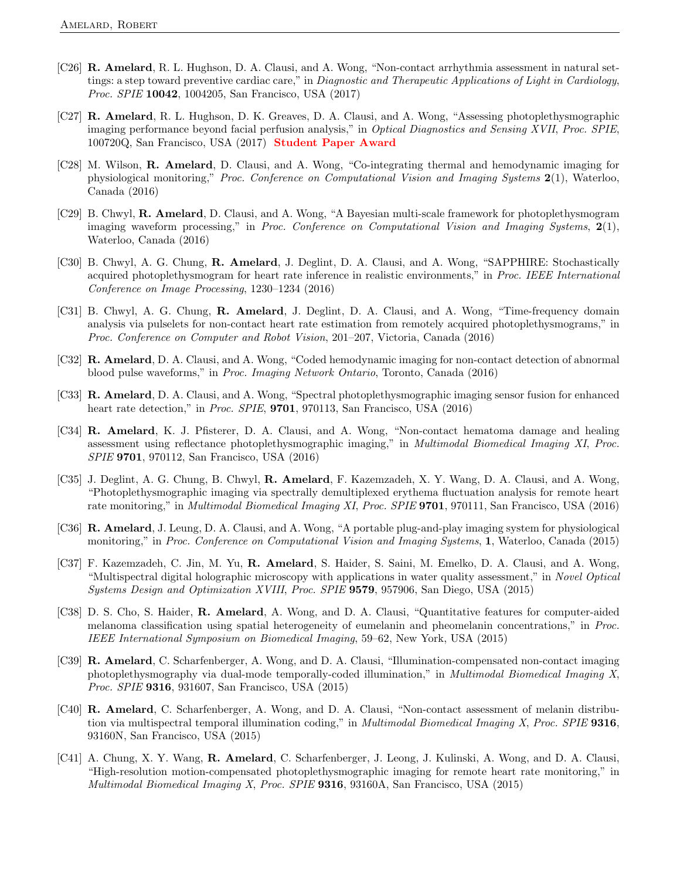- [C26] **R. Amelard**, R. L. Hughson, D. A. Clausi, and A. Wong, "Non-contact arrhythmia assessment in natural settings: a step toward preventive cardiac care," in *Diagnostic and Therapeutic Applications of Light in Cardiology*, *Proc. SPIE* **10042**, 1004205, San Francisco, USA (2017)

- [C27] **R. Amelard**, R. L. Hughson, D. K. Greaves, D. A. Clausi, and A. Wong, "Assessing photoplethysmographic imaging performance beyond facial perfusion analysis," in *Optical Diagnostics and Sensing XVII*, *Proc. SPIE*, 100720Q, San Francisco, USA (2017) **Student Paper Award**

- [C28] M. Wilson, **R. Amelard**, D. Clausi, and A. Wong, "Co-integrating thermal and hemodynamic imaging for physiological monitoring," *Proc. Conference on Computational Vision and Imaging Systems* **2**(1), Waterloo, Canada (2016)

- [C29] B. Chwyl, **R. Amelard**, D. Clausi, and A. Wong, "A Bayesian multi-scale framework for photoplethysmogram imaging waveform processing," in *Proc. Conference on Computational Vision and Imaging Systems*, **2**(1), Waterloo, Canada (2016)

- [C30] B. Chwyl, A. G. Chung, **R. Amelard**, J. Deglint, D. A. Clausi, and A. Wong, "SAPPHIRE: Stochastically acquired photoplethysmogram for heart rate inference in realistic environments," in *Proc. IEEE International Conference on Image Processing*, 1230–1234 (2016)

- [C31] B. Chwyl, A. G. Chung, **R. Amelard**, J. Deglint, D. A. Clausi, and A. Wong, "Time-frequency domain analysis via pulselets for non-contact heart rate estimation from remotely acquired photoplethysmograms," in *Proc. Conference on Computer and Robot Vision*, 201–207, Victoria, Canada (2016)

- [C32] **R. Amelard**, D. A. Clausi, and A. Wong, "Coded hemodynamic imaging for non-contact detection of abnormal blood pulse waveforms," in *Proc. Imaging Network Ontario*, Toronto, Canada (2016)

- [C33] **R. Amelard**, D. A. Clausi, and A. Wong, "Spectral photoplethysmographic imaging sensor fusion for enhanced heart rate detection," in *Proc. SPIE*, **9701**, 970113, San Francisco, USA (2016)

- [C34] **R. Amelard**, K. J. Pfisterer, D. A. Clausi, and A. Wong, "Non-contact hematoma damage and healing assessment using reflectance photoplethysmographic imaging," in *Multimodal Biomedical Imaging XI*, *Proc. SPIE* **9701**, 970112, San Francisco, USA (2016)

- [C35] J. Deglint, A. G. Chung, B. Chwyl, **R. Amelard**, F. Kazemzadeh, X. Y. Wang, D. A. Clausi, and A. Wong, "Photoplethysmographic imaging via spectrally demultiplexed erythema fluctuation analysis for remote heart rate monitoring," in *Multimodal Biomedical Imaging XI*, *Proc. SPIE* **9701**, 970111, San Francisco, USA (2016)

- [C36] **R. Amelard**, J. Leung, D. A. Clausi, and A. Wong, "A portable plug-and-play imaging system for physiological monitoring," in *Proc. Conference on Computational Vision and Imaging Systems*, **1**, Waterloo, Canada (2015)

- [C37] F. Kazemzadeh, C. Jin, M. Yu, **R. Amelard**, S. Haider, S. Saini, M. Emelko, D. A. Clausi, and A. Wong, "Multispectral digital holographic microscopy with applications in water quality assessment," in *Novel Optical Systems Design and Optimization XVIII*, *Proc. SPIE* **9579**, 957906, San Diego, USA (2015)

- [C38] D. S. Cho, S. Haider, **R. Amelard**, A. Wong, and D. A. Clausi, "Quantitative features for computer-aided melanoma classification using spatial heterogeneity of eumelanin and pheomelanin concentrations," in *Proc. IEEE International Symposium on Biomedical Imaging*, 59–62, New York, USA (2015)

- [C39] **R. Amelard**, C. Scharfenberger, A. Wong, and D. A. Clausi, "Illumination-compensated non-contact imaging photoplethysmography via dual-mode temporally-coded illumination," in *Multimodal Biomedical Imaging X*, *Proc. SPIE* **9316**, 931607, San Francisco, USA (2015)

- [C40] **R. Amelard**, C. Scharfenberger, A. Wong, and D. A. Clausi, "Non-contact assessment of melanin distribution via multispectral temporal illumination coding," in *Multimodal Biomedical Imaging X*, *Proc. SPIE* **9316**, 93160N, San Francisco, USA (2015)

- [C41] A. Chung, X. Y. Wang, **R. Amelard**, C. Scharfenberger, J. Leong, J. Kulinski, A. Wong, and D. A. Clausi, "High-resolution motion-compensated photoplethysmographic imaging for remote heart rate monitoring," in *Multimodal Biomedical Imaging X*, *Proc. SPIE* **9316**, 93160A, San Francisco, USA (2015)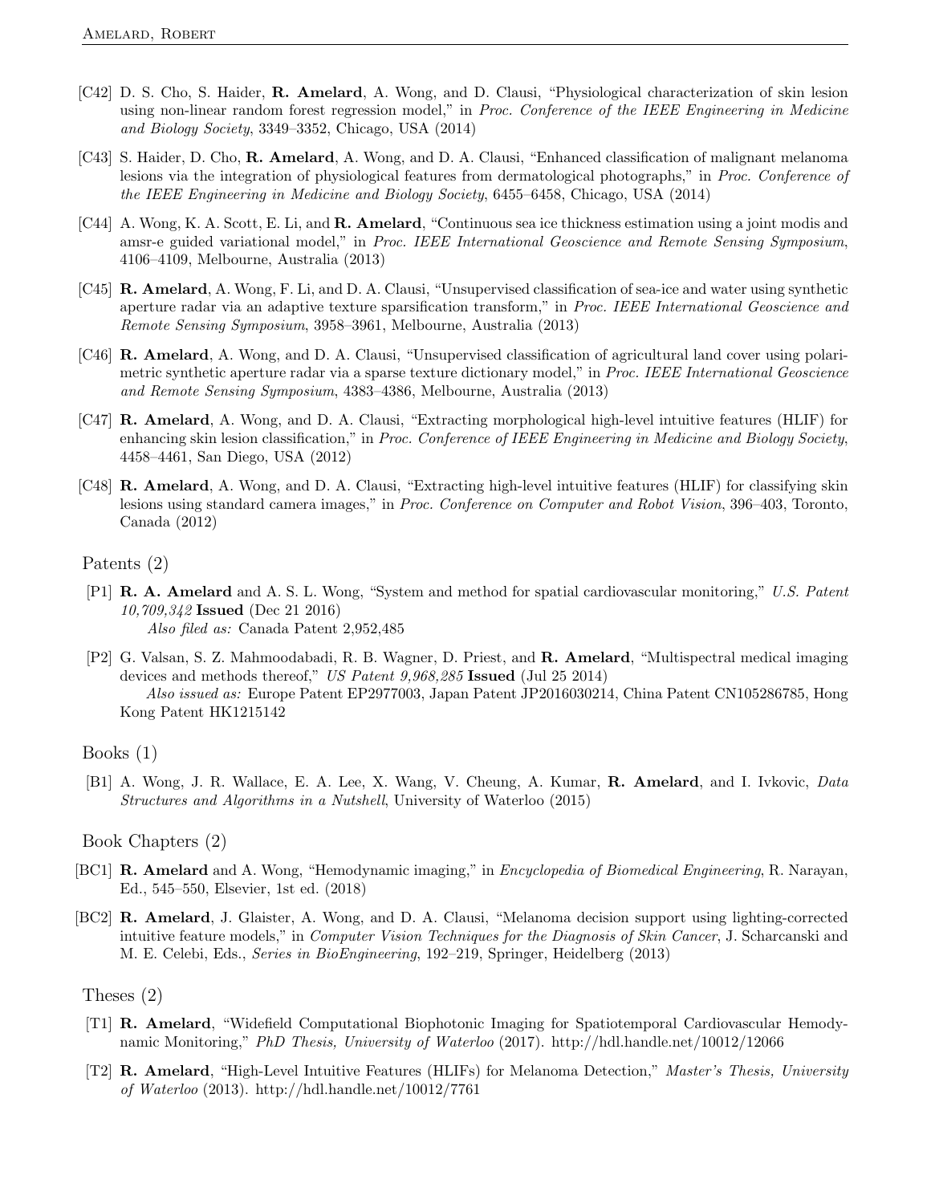- [C42] D. S. Cho, S. Haider, **R. Amelard**, A. Wong, and D. Clausi, "Physiological characterization of skin lesion using non-linear random forest regression model," in *Proc. Conference of the IEEE Engineering in Medicine and Biology Society*, 3349–3352, Chicago, USA (2014)

- [C43] S. Haider, D. Cho, **R. Amelard**, A. Wong, and D. A. Clausi, "Enhanced classification of malignant melanoma lesions via the integration of physiological features from dermatological photographs," in *Proc. Conference of the IEEE Engineering in Medicine and Biology Society*, 6455–6458, Chicago, USA (2014)

- [C44] A. Wong, K. A. Scott, E. Li, and **R. Amelard**, "Continuous sea ice thickness estimation using a joint modis and amsr-e guided variational model," in *Proc. IEEE International Geoscience and Remote Sensing Symposium*, 4106–4109, Melbourne, Australia (2013)

- [C45] **R. Amelard**, A. Wong, F. Li, and D. A. Clausi, "Unsupervised classification of sea-ice and water using synthetic aperture radar via an adaptive texture sparsification transform," in *Proc. IEEE International Geoscience and Remote Sensing Symposium*, 3958–3961, Melbourne, Australia (2013)

- [C46] **R. Amelard**, A. Wong, and D. A. Clausi, "Unsupervised classification of agricultural land cover using polarimetric synthetic aperture radar via a sparse texture dictionary model," in *Proc. IEEE International Geoscience and Remote Sensing Symposium*, 4383–4386, Melbourne, Australia (2013)

- [C47] **R. Amelard**, A. Wong, and D. A. Clausi, "Extracting morphological high-level intuitive features (HLIF) for enhancing skin lesion classification," in *Proc. Conference of IEEE Engineering in Medicine and Biology Society*, 4458–4461, San Diego, USA (2012)

- [C48] **R. Amelard**, A. Wong, and D. A. Clausi, "Extracting high-level intuitive features (HLIF) for classifying skin lesions using standard camera images," in *Proc. Conference on Computer and Robot Vision*, 396–403, Toronto, Canada (2012)

## Patents (2)

- [P1] **R. A. Amelard** and A. S. L. Wong, "System and method for spatial cardiovascular monitoring," *U.S. Patent 10,709,342* **Issued** (Dec 21 2016)
  *Also filed as:* Canada Patent 2,952,485

- [P2] G. Valsan, S. Z. Mahmoodabadi, R. B. Wagner, D. Priest, and **R. Amelard**, "Multispectral medical imaging devices and methods thereof," *US Patent 9,968,285* **Issued** (Jul 25 2014)
  *Also issued as:* Europe Patent EP2977003, Japan Patent JP2016030214, China Patent CN105286785, Hong Kong Patent HK1215142

## Books (1)

- [B1] A. Wong, J. R. Wallace, E. A. Lee, X. Wang, V. Cheung, A. Kumar, **R. Amelard**, and I. Ivkovic, *Data Structures and Algorithms in a Nutshell*, University of Waterloo (2015)

## Book Chapters (2)

- [BC1] **R. Amelard** and A. Wong, "Hemodynamic imaging," in *Encyclopedia of Biomedical Engineering*, R. Narayan, Ed., 545–550, Elsevier, 1st ed. (2018)

- [BC2] **R. Amelard**, J. Glaister, A. Wong, and D. A. Clausi, "Melanoma decision support using lighting-corrected intuitive feature models," in *Computer Vision Techniques for the Diagnosis of Skin Cancer*, J. Scharcanski and M. E. Celebi, Eds., *Series in BioEngineering*, 192–219, Springer, Heidelberg (2013)

## Theses (2)

- [T1] **R. Amelard**, "Widefield Computational Biophotonic Imaging for Spatiotemporal Cardiovascular Hemodynamic Monitoring," *PhD Thesis, University of Waterloo* (2017). http://hdl.handle.net/10012/12066

- [T2] **R. Amelard**, "High-Level Intuitive Features (HLIFs) for Melanoma Detection," *Master's Thesis, University of Waterloo* (2013). http://hdl.handle.net/10012/7761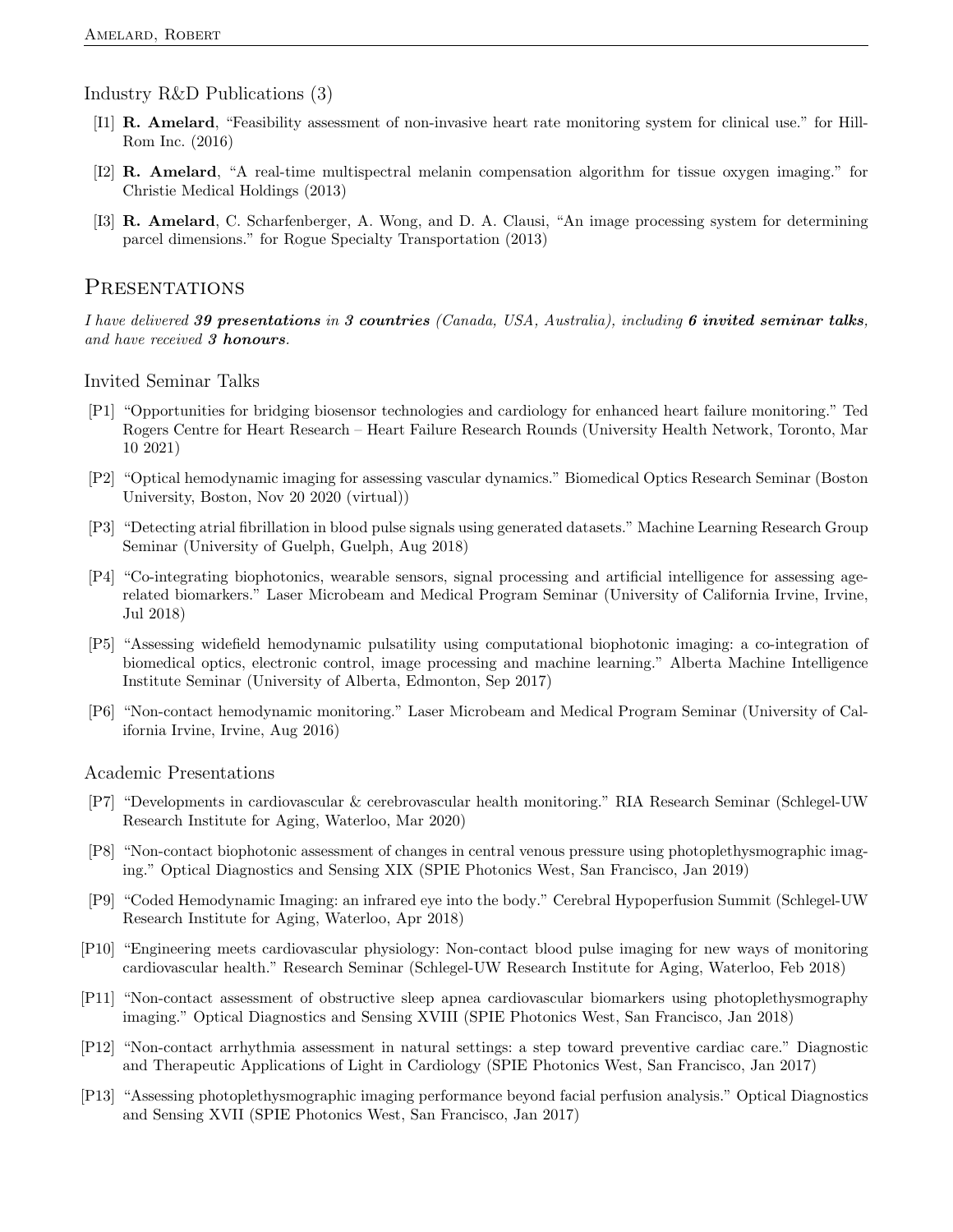### Industry R&D Publications (3)

- [I1] **R. Amelard**, "Feasibility assessment of non-invasive heart rate monitoring system for clinical use." for Hill-Rom Inc. (2016)
- [I2] **R. Amelard**, "A real-time multispectral melanin compensation algorithm for tissue oxygen imaging." for Christie Medical Holdings (2013)
- [I3] **R. Amelard**, C. Scharfenberger, A. Wong, and D. A. Clausi, "An image processing system for determining parcel dimensions." for Rogue Specialty Transportation (2013)

## Presentations

*I have delivered **39 presentations** in **3 countries** (Canada, USA, Australia), including **6 invited seminar talks**, and have received **3 honours**.*

### Invited Seminar Talks

- [P1] "Opportunities for bridging biosensor technologies and cardiology for enhanced heart failure monitoring." Ted Rogers Centre for Heart Research – Heart Failure Research Rounds (University Health Network, Toronto, Mar 10 2021)
- [P2] "Optical hemodynamic imaging for assessing vascular dynamics." Biomedical Optics Research Seminar (Boston University, Boston, Nov 20 2020 (virtual))
- [P3] "Detecting atrial fibrillation in blood pulse signals using generated datasets." Machine Learning Research Group Seminar (University of Guelph, Guelph, Aug 2018)
- [P4] "Co-integrating biophotonics, wearable sensors, signal processing and artificial intelligence for assessing age-related biomarkers." Laser Microbeam and Medical Program Seminar (University of California Irvine, Irvine, Jul 2018)
- [P5] "Assessing widefield hemodynamic pulsatility using computational biophotonic imaging: a co-integration of biomedical optics, electronic control, image processing and machine learning." Alberta Machine Intelligence Institute Seminar (University of Alberta, Edmonton, Sep 2017)
- [P6] "Non-contact hemodynamic monitoring." Laser Microbeam and Medical Program Seminar (University of California Irvine, Irvine, Aug 2016)

### Academic Presentations

- [P7] "Developments in cardiovascular & cerebrovascular health monitoring." RIA Research Seminar (Schlegel-UW Research Institute for Aging, Waterloo, Mar 2020)
- [P8] "Non-contact biophotonic assessment of changes in central venous pressure using photoplethysmographic imaging." Optical Diagnostics and Sensing XIX (SPIE Photonics West, San Francisco, Jan 2019)
- [P9] "Coded Hemodynamic Imaging: an infrared eye into the body." Cerebral Hypoperfusion Summit (Schlegel-UW Research Institute for Aging, Waterloo, Apr 2018)
- [P10] "Engineering meets cardiovascular physiology: Non-contact blood pulse imaging for new ways of monitoring cardiovascular health." Research Seminar (Schlegel-UW Research Institute for Aging, Waterloo, Feb 2018)
- [P11] "Non-contact assessment of obstructive sleep apnea cardiovascular biomarkers using photoplethysmography imaging." Optical Diagnostics and Sensing XVIII (SPIE Photonics West, San Francisco, Jan 2018)
- [P12] "Non-contact arrhythmia assessment in natural settings: a step toward preventive cardiac care." Diagnostic and Therapeutic Applications of Light in Cardiology (SPIE Photonics West, San Francisco, Jan 2017)
- [P13] "Assessing photoplethysmographic imaging performance beyond facial perfusion analysis." Optical Diagnostics and Sensing XVII (SPIE Photonics West, San Francisco, Jan 2017)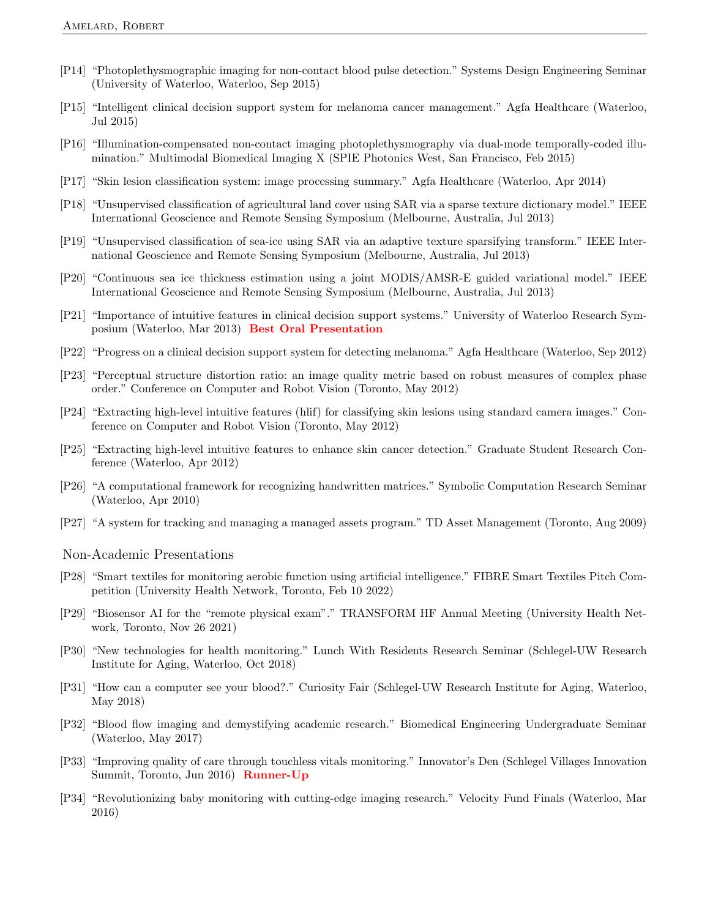[P14] "Photoplethysmographic imaging for non-contact blood pulse detection." Systems Design Engineering Seminar (University of Waterloo, Waterloo, Sep 2015)

[P15] "Intelligent clinical decision support system for melanoma cancer management." Agfa Healthcare (Waterloo, Jul 2015)

[P16] "Illumination-compensated non-contact imaging photoplethysmography via dual-mode temporally-coded illumination." Multimodal Biomedical Imaging X (SPIE Photonics West, San Francisco, Feb 2015)

[P17] "Skin lesion classification system: image processing summary." Agfa Healthcare (Waterloo, Apr 2014)

[P18] "Unsupervised classification of agricultural land cover using SAR via a sparse texture dictionary model." IEEE International Geoscience and Remote Sensing Symposium (Melbourne, Australia, Jul 2013)

[P19] "Unsupervised classification of sea-ice using SAR via an adaptive texture sparsifying transform." IEEE International Geoscience and Remote Sensing Symposium (Melbourne, Australia, Jul 2013)

[P20] "Continuous sea ice thickness estimation using a joint MODIS/AMSR-E guided variational model." IEEE International Geoscience and Remote Sensing Symposium (Melbourne, Australia, Jul 2013)

[P21] "Importance of intuitive features in clinical decision support systems." University of Waterloo Research Symposium (Waterloo, Mar 2013) **Best Oral Presentation**

[P22] "Progress on a clinical decision support system for detecting melanoma." Agfa Healthcare (Waterloo, Sep 2012)

[P23] "Perceptual structure distortion ratio: an image quality metric based on robust measures of complex phase order." Conference on Computer and Robot Vision (Toronto, May 2012)

[P24] "Extracting high-level intuitive features (hlif) for classifying skin lesions using standard camera images." Conference on Computer and Robot Vision (Toronto, May 2012)

[P25] "Extracting high-level intuitive features to enhance skin cancer detection." Graduate Student Research Conference (Waterloo, Apr 2012)

[P26] "A computational framework for recognizing handwritten matrices." Symbolic Computation Research Seminar (Waterloo, Apr 2010)

[P27] "A system for tracking and managing a managed assets program." TD Asset Management (Toronto, Aug 2009)

## Non-Academic Presentations

[P28] "Smart textiles for monitoring aerobic function using artificial intelligence." FIBRE Smart Textiles Pitch Competition (University Health Network, Toronto, Feb 10 2022)

[P29] "Biosensor AI for the "remote physical exam"." TRANSFORM HF Annual Meeting (University Health Network, Toronto, Nov 26 2021)

[P30] "New technologies for health monitoring." Lunch With Residents Research Seminar (Schlegel-UW Research Institute for Aging, Waterloo, Oct 2018)

[P31] "How can a computer see your blood?." Curiosity Fair (Schlegel-UW Research Institute for Aging, Waterloo, May 2018)

[P32] "Blood flow imaging and demystifying academic research." Biomedical Engineering Undergraduate Seminar (Waterloo, May 2017)

[P33] "Improving quality of care through touchless vitals monitoring." Innovator's Den (Schlegel Villages Innovation Summit, Toronto, Jun 2016) **Runner-Up**

[P34] "Revolutionizing baby monitoring with cutting-edge imaging research." Velocity Fund Finals (Waterloo, Mar 2016)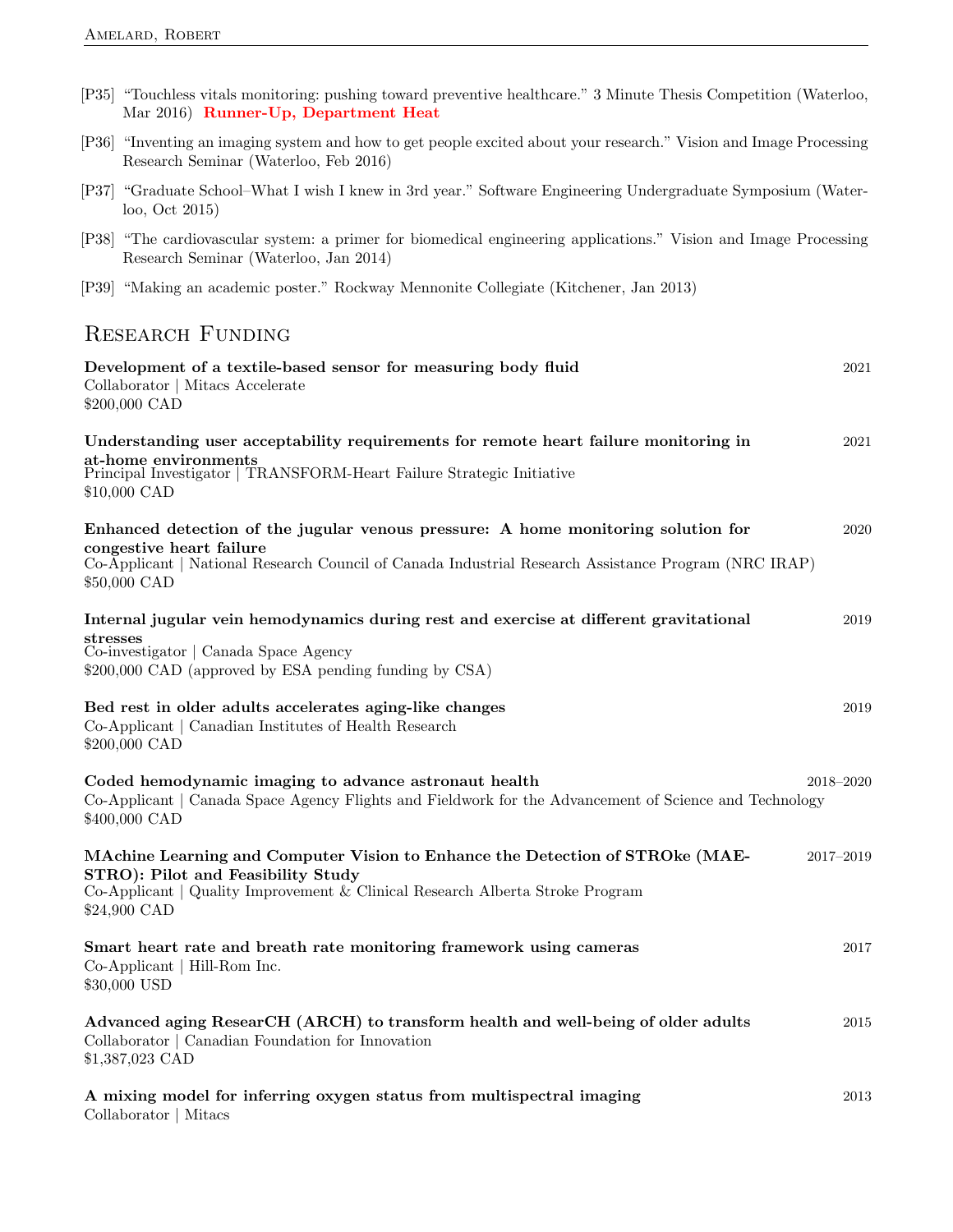[P35] "Touchless vitals monitoring: pushing toward preventive healthcare." 3 Minute Thesis Competition (Waterloo, Mar 2016) **Runner-Up, Department Heat**

[P36] "Inventing an imaging system and how to get people excited about your research." Vision and Image Processing Research Seminar (Waterloo, Feb 2016)

[P37] "Graduate School–What I wish I knew in 3rd year." Software Engineering Undergraduate Symposium (Waterloo, Oct 2015)

[P38] "The cardiovascular system: a primer for biomedical engineering applications." Vision and Image Processing Research Seminar (Waterloo, Jan 2014)

[P39] "Making an academic poster." Rockway Mennonite Collegiate (Kitchener, Jan 2013)

## Research Funding

**Development of a textile-based sensor for measuring body fluid** — 2021
Collaborator | Mitacs Accelerate
$200,000 CAD

**Understanding user acceptability requirements for remote heart failure monitoring in at-home environments** — 2021
Principal Investigator | TRANSFORM-Heart Failure Strategic Initiative
$10,000 CAD

**Enhanced detection of the jugular venous pressure: A home monitoring solution for congestive heart failure** — 2020
Co-Applicant | National Research Council of Canada Industrial Research Assistance Program (NRC IRAP)
$50,000 CAD

**Internal jugular vein hemodynamics during rest and exercise at different gravitational stresses** — 2019
Co-investigator | Canada Space Agency
$200,000 CAD (approved by ESA pending funding by CSA)

**Bed rest in older adults accelerates aging-like changes** — 2019
Co-Applicant | Canadian Institutes of Health Research
$200,000 CAD

**Coded hemodynamic imaging to advance astronaut health** — 2018–2020
Co-Applicant | Canada Space Agency Flights and Fieldwork for the Advancement of Science and Technology
$400,000 CAD

**MAchine Learning and Computer Vision to Enhance the Detection of STROke (MAESTRO): Pilot and Feasibility Study** — 2017–2019
Co-Applicant | Quality Improvement & Clinical Research Alberta Stroke Program
$24,900 CAD

**Smart heart rate and breath rate monitoring framework using cameras** — 2017
Co-Applicant | Hill-Rom Inc.
$30,000 USD

**Advanced aging ResearCH (ARCH) to transform health and well-being of older adults** — 2015
Collaborator | Canadian Foundation for Innovation
$1,387,023 CAD

**A mixing model for inferring oxygen status from multispectral imaging** — 2013
Collaborator | Mitacs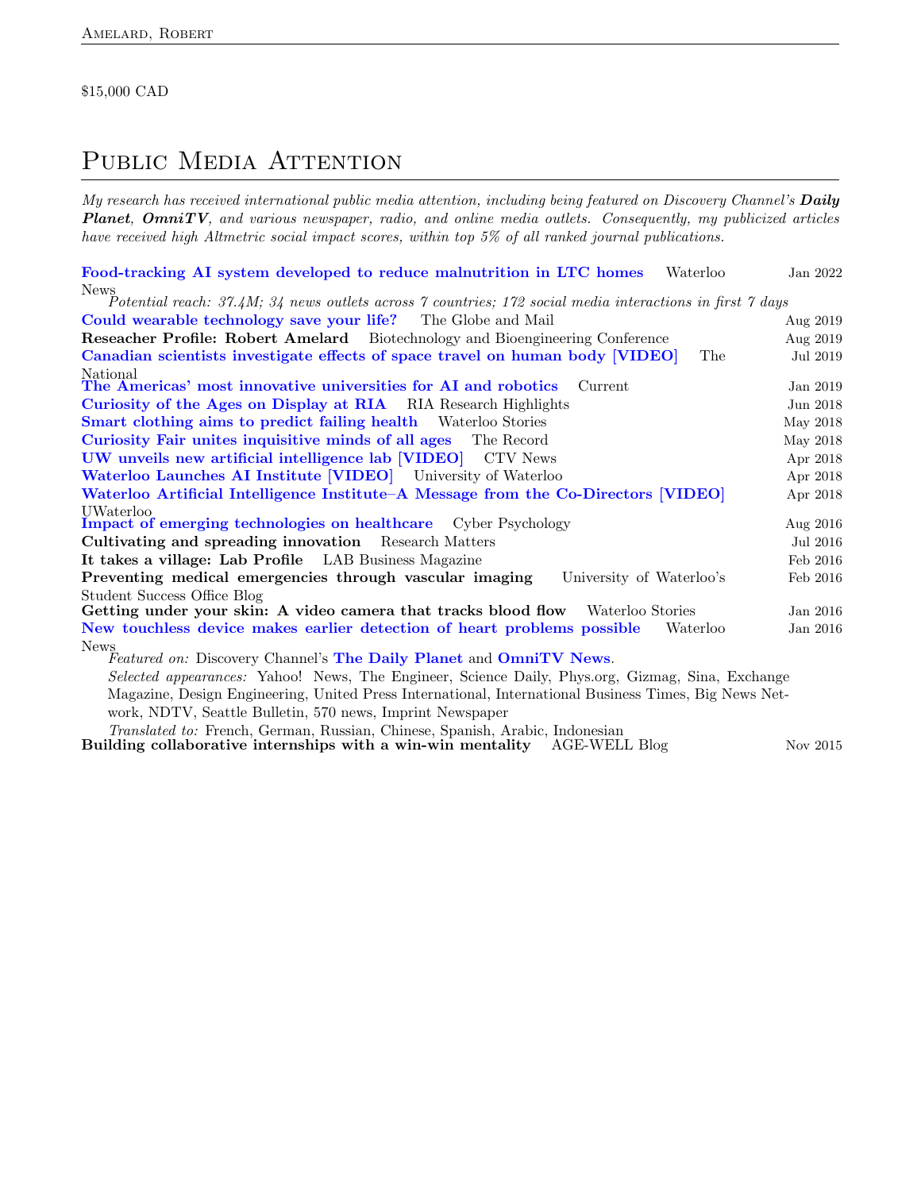$15,000 CAD

# Public Media Attention

*My research has received international public media attention, including being featured on Discovery Channel's **Daily Planet**, **OmniTV**, and various newspaper, radio, and online media outlets. Consequently, my publicized articles have received high Altmetric social impact scores, within top 5% of all ranked journal publications.*

**Food-tracking AI system developed to reduce malnutrition in LTC homes** Waterloo News — Jan 2022
*Potential reach: 37.4M; 34 news outlets across 7 countries; 172 social media interactions in first 7 days*

**Could wearable technology save your life?** The Globe and Mail — Aug 2019

**Reseacher Profile: Robert Amelard** Biotechnology and Bioengineering Conference — Aug 2019

**Canadian scientists investigate effects of space travel on human body [VIDEO]** The National — Jul 2019

**The Americas' most innovative universities for AI and robotics** Current — Jan 2019

**Curiosity of the Ages on Display at RIA** RIA Research Highlights — Jun 2018

**Smart clothing aims to predict failing health** Waterloo Stories — May 2018

**Curiosity Fair unites inquisitive minds of all ages** The Record — May 2018

**UW unveils new artificial intelligence lab [VIDEO]** CTV News — Apr 2018

**Waterloo Launches AI Institute [VIDEO]** University of Waterloo — Apr 2018

**Waterloo Artificial Intelligence Institute–A Message from the Co-Directors [VIDEO]** UWaterloo — Apr 2018

**Impact of emerging technologies on healthcare** Cyber Psychology — Aug 2016

**Cultivating and spreading innovation** Research Matters — Jul 2016

**It takes a village: Lab Profile** LAB Business Magazine — Feb 2016

**Preventing medical emergencies through vascular imaging** University of Waterloo's Student Success Office Blog — Feb 2016

**Getting under your skin: A video camera that tracks blood flow** Waterloo Stories — Jan 2016

**New touchless device makes earlier detection of heart problems possible** Waterloo News — Jan 2016
*Featured on:* Discovery Channel's **The Daily Planet** and **OmniTV News**.
*Selected appearances:* Yahoo! News, The Engineer, Science Daily, Phys.org, Gizmag, Sina, Exchange Magazine, Design Engineering, United Press International, International Business Times, Big News Network, NDTV, Seattle Bulletin, 570 news, Imprint Newspaper
*Translated to:* French, German, Russian, Chinese, Spanish, Arabic, Indonesian

**Building collaborative internships with a win-win mentality** AGE-WELL Blog — Nov 2015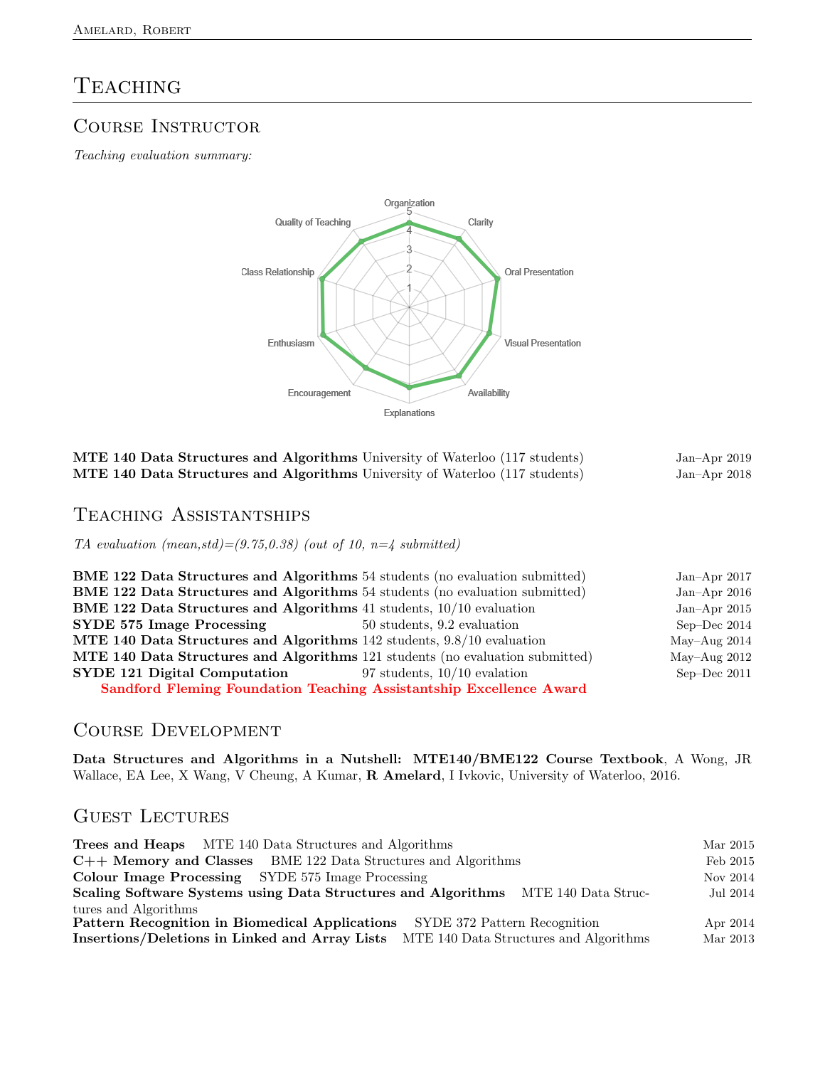# Teaching

## Course Instructor

*Teaching evaluation summary:*

| | | |
|---|---|---|
| **MTE 140 Data Structures and Algorithms** | University of Waterloo (117 students) | Jan–Apr 2019 |
| **MTE 140 Data Structures and Algorithms** | University of Waterloo (117 students) | Jan–Apr 2018 |

## Teaching Assistantships

*TA evaluation (mean,std)=(9.75,0.38) (out of 10, n=4 submitted)*

| | | |
|---|---|---|
| **BME 122 Data Structures and Algorithms** | 54 students (no evaluation submitted) | Jan–Apr 2017 |
| **BME 122 Data Structures and Algorithms** | 54 students (no evaluation submitted) | Jan–Apr 2016 |
| **BME 122 Data Structures and Algorithms** | 41 students, 10/10 evaluation | Jan–Apr 2015 |
| **SYDE 575 Image Processing** | 50 students, 9.2 evaluation | Sep–Dec 2014 |
| **MTE 140 Data Structures and Algorithms** | 142 students, 9.8/10 evaluation | May–Aug 2014 |
| **MTE 140 Data Structures and Algorithms** | 121 students (no evaluation submitted) | May–Aug 2012 |
| **SYDE 121 Digital Computation** | 97 students, 10/10 evalation | Sep–Dec 2011 |

**Sandford Fleming Foundation Teaching Assistantship Excellence Award**

## Course Development

**Data Structures and Algorithms in a Nutshell: MTE140/BME122 Course Textbook**, A Wong, JR Wallace, EA Lee, X Wang, V Cheung, A Kumar, **R Amelard**, I Ivkovic, University of Waterloo, 2016.

## Guest Lectures

| | |
|---|---|
| **Trees and Heaps** MTE 140 Data Structures and Algorithms | Mar 2015 |
| **C++ Memory and Classes** BME 122 Data Structures and Algorithms | Feb 2015 |
| **Colour Image Processing** SYDE 575 Image Processing | Nov 2014 |
| **Scaling Software Systems using Data Structures and Algorithms** MTE 140 Data Structures and Algorithms | Jul 2014 |
| **Pattern Recognition in Biomedical Applications** SYDE 372 Pattern Recognition | Apr 2014 |
| **Insertions/Deletions in Linked and Array Lists** MTE 140 Data Structures and Algorithms | Mar 2013 |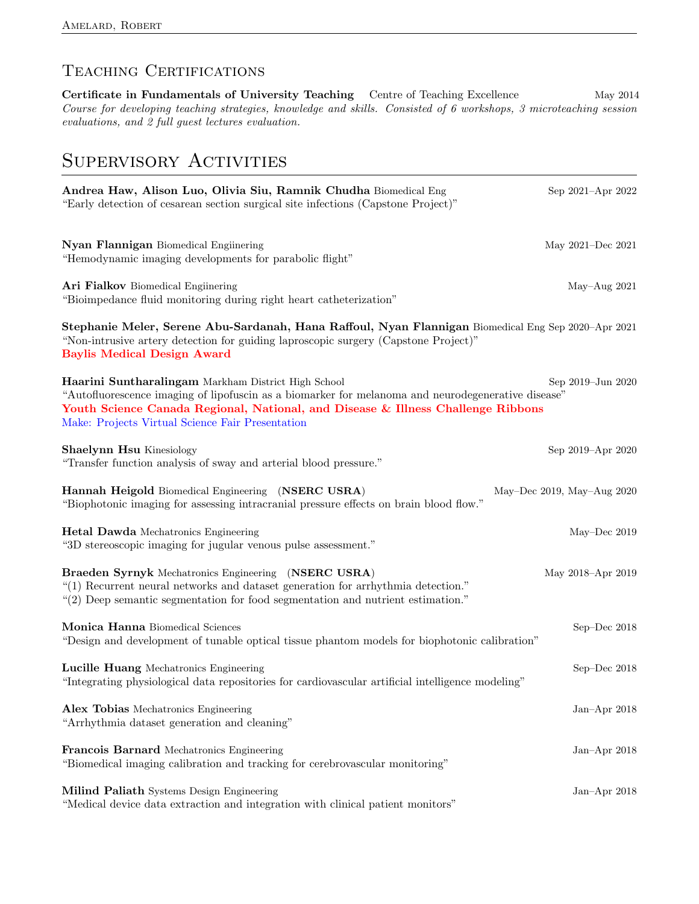## Teaching Certifications

**Certificate in Fundamentals of University Teaching** Centre of Teaching Excellence May 2014
*Course for developing teaching strategies, knowledge and skills. Consisted of 6 workshops, 3 microteaching session evaluations, and 2 full guest lectures evaluation.*

## Supervisory Activities

**Andrea Haw, Alison Luo, Olivia Siu, Ramnik Chudha** Biomedical Eng Sep 2021–Apr 2022
"Early detection of cesarean section surgical site infections (Capstone Project)"

**Nyan Flannigan** Biomedical Engiinering May 2021–Dec 2021
"Hemodynamic imaging developments for parabolic flight"

**Ari Fialkov** Biomedical Engiinering May–Aug 2021
"Bioimpedance fluid monitoring during right heart catheterization"

**Stephanie Meler, Serene Abu-Sardanah, Hana Raffoul, Nyan Flannigan** Biomedical Eng Sep 2020–Apr 2021
"Non-intrusive artery detection for guiding laproscopic surgery (Capstone Project)"
**Baylis Medical Design Award**

**Haarini Suntharalingam** Markham District High School Sep 2019–Jun 2020
"Autofluorescence imaging of lipofuscin as a biomarker for melanoma and neurodegenerative disease"
**Youth Science Canada Regional, National, and Disease & Illness Challenge Ribbons**
Make: Projects Virtual Science Fair Presentation

**Shaelynn Hsu** Kinesiology Sep 2019–Apr 2020
"Transfer function analysis of sway and arterial blood pressure."

**Hannah Heigold** Biomedical Engineering (**NSERC USRA**) May–Dec 2019, May–Aug 2020
"Biophotonic imaging for assessing intracranial pressure effects on brain blood flow."

**Hetal Dawda** Mechatronics Engineering May–Dec 2019
"3D stereoscopic imaging for jugular venous pulse assessment."

**Braeden Syrnyk** Mechatronics Engineering (**NSERC USRA**) May 2018–Apr 2019
"(1) Recurrent neural networks and dataset generation for arrhythmia detection."
"(2) Deep semantic segmentation for food segmentation and nutrient estimation."

**Monica Hanna** Biomedical Sciences Sep–Dec 2018
"Design and development of tunable optical tissue phantom models for biophotonic calibration"

**Lucille Huang** Mechatronics Engineering Sep–Dec 2018
"Integrating physiological data repositories for cardiovascular artificial intelligence modeling"

**Alex Tobias** Mechatronics Engineering Jan–Apr 2018
"Arrhythmia dataset generation and cleaning"

**Francois Barnard** Mechatronics Engineering Jan–Apr 2018
"Biomedical imaging calibration and tracking for cerebrovascular monitoring"

**Milind Paliath** Systems Design Engineering Jan–Apr 2018
"Medical device data extraction and integration with clinical patient monitors"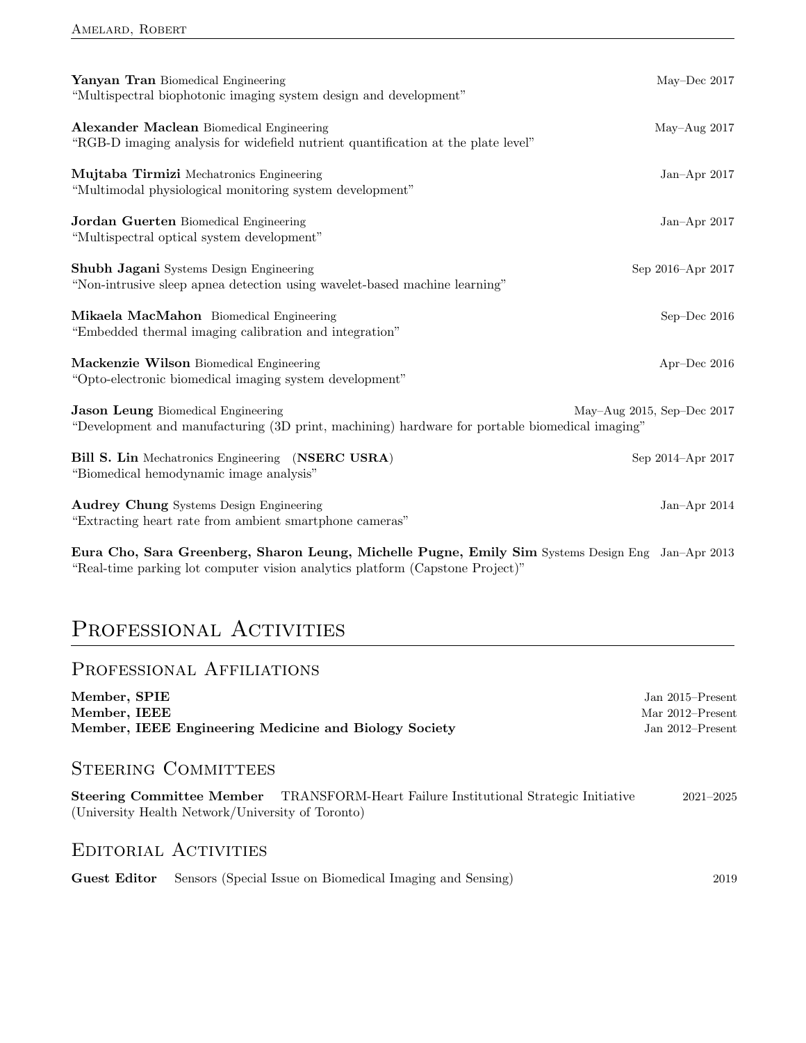**Yanyan Tran** Biomedical Engineering May–Dec 2017
"Multispectral biophotonic imaging system design and development"

**Alexander Maclean** Biomedical Engineering May–Aug 2017
"RGB-D imaging analysis for widefield nutrient quantification at the plate level"

**Mujtaba Tirmizi** Mechatronics Engineering Jan–Apr 2017
"Multimodal physiological monitoring system development"

**Jordan Guerten** Biomedical Engineering Jan–Apr 2017
"Multispectral optical system development"

**Shubh Jagani** Systems Design Engineering Sep 2016–Apr 2017
"Non-intrusive sleep apnea detection using wavelet-based machine learning"

**Mikaela MacMahon** Biomedical Engineering Sep–Dec 2016
"Embedded thermal imaging calibration and integration"

**Mackenzie Wilson** Biomedical Engineering Apr–Dec 2016
"Opto-electronic biomedical imaging system development"

**Jason Leung** Biomedical Engineering May–Aug 2015, Sep–Dec 2017
"Development and manufacturing (3D print, machining) hardware for portable biomedical imaging"

**Bill S. Lin** Mechatronics Engineering (**NSERC USRA**) Sep 2014–Apr 2017
"Biomedical hemodynamic image analysis"

**Audrey Chung** Systems Design Engineering Jan–Apr 2014
"Extracting heart rate from ambient smartphone cameras"

**Eura Cho, Sara Greenberg, Sharon Leung, Michelle Pugne, Emily Sim** Systems Design Eng Jan–Apr 2013
"Real-time parking lot computer vision analytics platform (Capstone Project)"

# Professional Activities

## Professional Affiliations

**Member, SPIE** Jan 2015–Present
**Member, IEEE** Mar 2012–Present
**Member, IEEE Engineering Medicine and Biology Society** Jan 2012–Present

## Steering Committees

**Steering Committee Member** TRANSFORM-Heart Failure Institutional Strategic Initiative (University Health Network/University of Toronto) 2021–2025

## Editorial Activities

**Guest Editor** Sensors (Special Issue on Biomedical Imaging and Sensing) 2019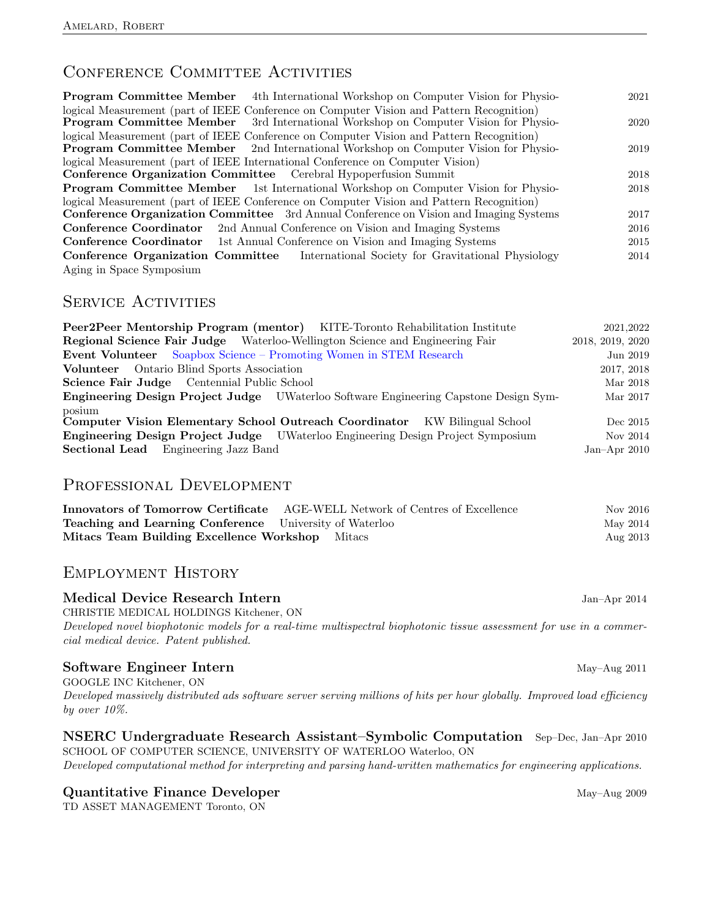## Conference Committee Activities

**Program Committee Member** 4th International Workshop on Computer Vision for Physiological Measurement (part of IEEE Conference on Computer Vision and Pattern Recognition) — 2021

**Program Committee Member** 3rd International Workshop on Computer Vision for Physiological Measurement (part of IEEE Conference on Computer Vision and Pattern Recognition) — 2020

**Program Committee Member** 2nd International Workshop on Computer Vision for Physiological Measurement (part of IEEE International Conference on Computer Vision) — 2019

**Conference Organization Committee** Cerebral Hypoperfusion Summit — 2018

**Program Committee Member** 1st International Workshop on Computer Vision for Physiological Measurement (part of IEEE Conference on Computer Vision and Pattern Recognition) — 2018

**Conference Organization Committee** 3rd Annual Conference on Vision and Imaging Systems — 2017

**Conference Coordinator** 2nd Annual Conference on Vision and Imaging Systems — 2016

**Conference Coordinator** 1st Annual Conference on Vision and Imaging Systems — 2015

**Conference Organization Committee** International Society for Gravitational Physiology Aging in Space Symposium — 2014

## Service Activities

**Peer2Peer Mentorship Program (mentor)** KITE-Toronto Rehabilitation Institute — 2021,2022

**Regional Science Fair Judge** Waterloo-Wellington Science and Engineering Fair — 2018, 2019, 2020

**Event Volunteer** Soapbox Science – Promoting Women in STEM Research — Jun 2019

**Volunteer** Ontario Blind Sports Association — 2017, 2018

**Science Fair Judge** Centennial Public School — Mar 2018

**Engineering Design Project Judge** UWaterloo Software Engineering Capstone Design Symposium — Mar 2017

**Computer Vision Elementary School Outreach Coordinator** KW Bilingual School — Dec 2015

**Engineering Design Project Judge** UWaterloo Engineering Design Project Symposium — Nov 2014

**Sectional Lead** Engineering Jazz Band — Jan–Apr 2010

## Professional Development

**Innovators of Tomorrow Certificate** AGE-WELL Network of Centres of Excellence — Nov 2016

**Teaching and Learning Conference** University of Waterloo — May 2014

**Mitacs Team Building Excellence Workshop** Mitacs — Aug 2013

## Employment History

### Medical Device Research Intern — Jan–Apr 2014

CHRISTIE MEDICAL HOLDINGS Kitchener, ON

*Developed novel biophotonic models for a real-time multispectral biophotonic tissue assessment for use in a commercial medical device. Patent published.*

### Software Engineer Intern — May–Aug 2011

GOOGLE INC Kitchener, ON

*Developed massively distributed ads software server serving millions of hits per hour globally. Improved load efficiency by over 10%.*

### NSERC Undergraduate Research Assistant–Symbolic Computation — Sep–Dec, Jan–Apr 2010

SCHOOL OF COMPUTER SCIENCE, UNIVERSITY OF WATERLOO Waterloo, ON

*Developed computational method for interpreting and parsing hand-written mathematics for engineering applications.*

### Quantitative Finance Developer — May–Aug 2009

TD ASSET MANAGEMENT Toronto, ON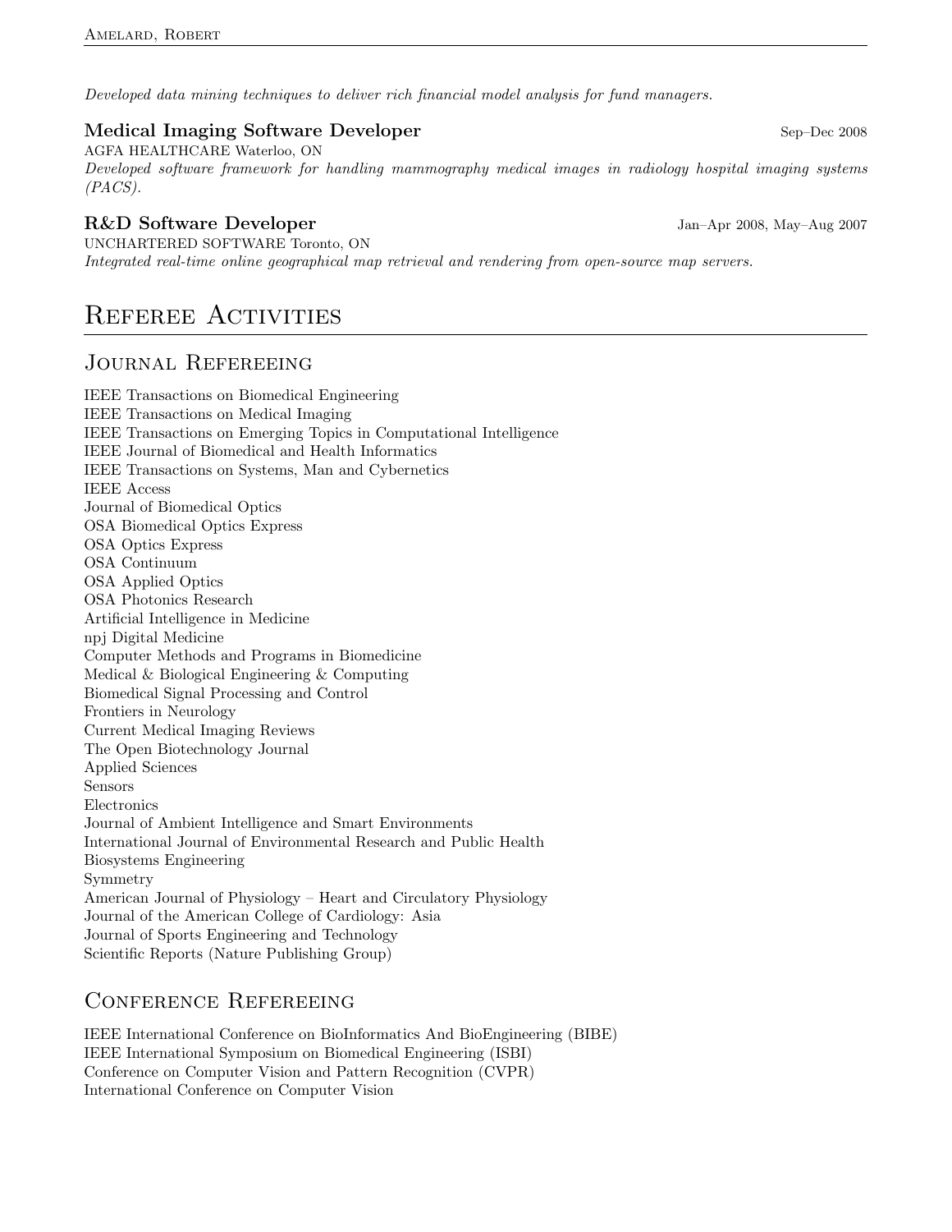*Developed data mining techniques to deliver rich financial model analysis for fund managers.*

**Medical Imaging Software Developer** Sep–Dec 2008
AGFA HEALTHCARE Waterloo, ON
*Developed software framework for handling mammography medical images in radiology hospital imaging systems (PACS).*

**R&D Software Developer** Jan–Apr 2008, May–Aug 2007
UNCHARTERED SOFTWARE Toronto, ON
*Integrated real-time online geographical map retrieval and rendering from open-source map servers.*

# Referee Activities

## Journal Refereeing

IEEE Transactions on Biomedical Engineering
IEEE Transactions on Medical Imaging
IEEE Transactions on Emerging Topics in Computational Intelligence
IEEE Journal of Biomedical and Health Informatics
IEEE Transactions on Systems, Man and Cybernetics
IEEE Access
Journal of Biomedical Optics
OSA Biomedical Optics Express
OSA Optics Express
OSA Continuum
OSA Applied Optics
OSA Photonics Research
Artificial Intelligence in Medicine
npj Digital Medicine
Computer Methods and Programs in Biomedicine
Medical & Biological Engineering & Computing
Biomedical Signal Processing and Control
Frontiers in Neurology
Current Medical Imaging Reviews
The Open Biotechnology Journal
Applied Sciences
Sensors
Electronics
Journal of Ambient Intelligence and Smart Environments
International Journal of Environmental Research and Public Health
Biosystems Engineering
Symmetry
American Journal of Physiology – Heart and Circulatory Physiology
Journal of the American College of Cardiology: Asia
Journal of Sports Engineering and Technology
Scientific Reports (Nature Publishing Group)

## Conference Refereeing

IEEE International Conference on BioInformatics And BioEngineering (BIBE)
IEEE International Symposium on Biomedical Engineering (ISBI)
Conference on Computer Vision and Pattern Recognition (CVPR)
International Conference on Computer Vision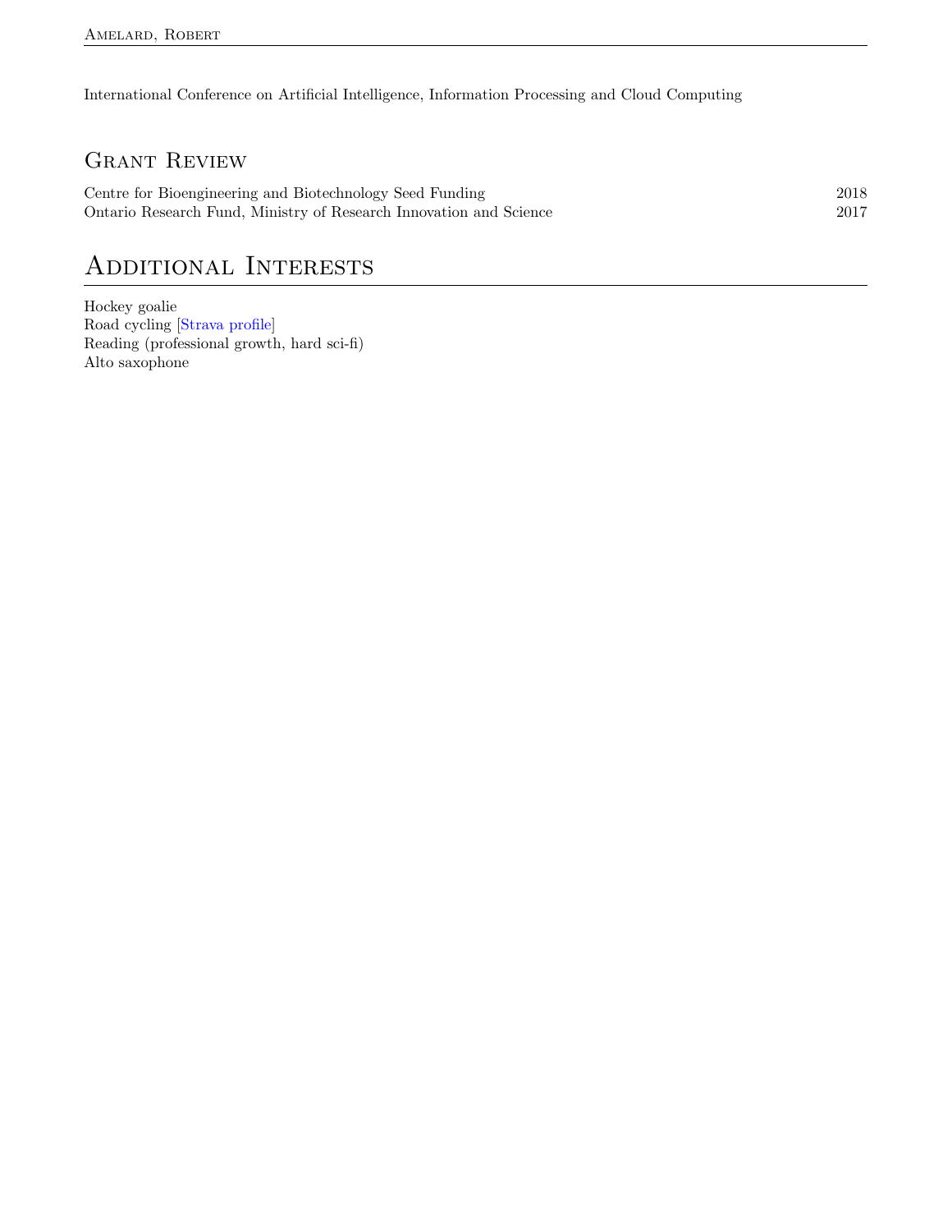International Conference on Artificial Intelligence, Information Processing and Cloud Computing

### Grant Review

Centre for Bioengineering and Biotechnology Seed Funding 2018
Ontario Research Fund, Ministry of Research Innovation and Science 2017

## Additional Interests

Hockey goalie
Road cycling [Strava profile]
Reading (professional growth, hard sci-fi)
Alto saxophone